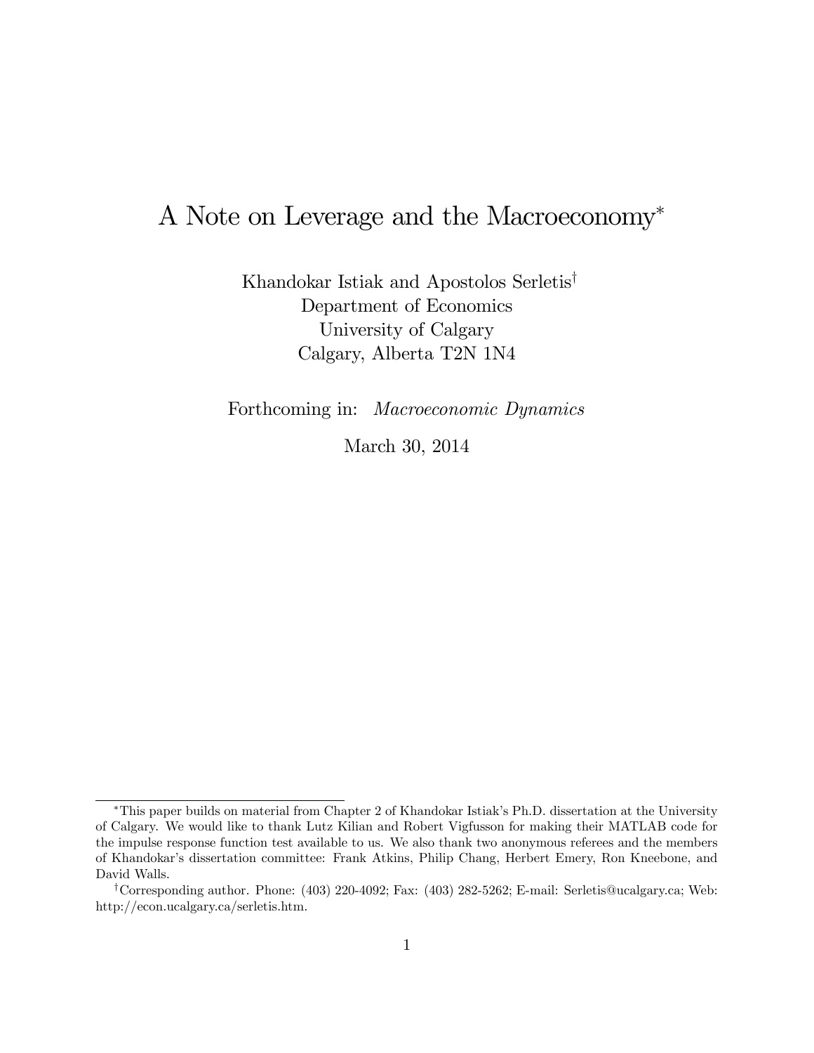# A Note on Leverage and the Macroeconomy*

Khandokar Istiak and Apostolos Serletis[†]
Department of Economics
University of Calgary
Calgary, Alberta T2N 1N4

Forthcoming in: *Macroeconomic Dynamics*

March 30, 2014

---

*This paper builds on material from Chapter 2 of Khandokar Istiak's Ph.D. dissertation at the University of Calgary. We would like to thank Lutz Kilian and Robert Vigfusson for making their MATLAB code for the impulse response function test available to us. We also thank two anonymous referees and the members of Khandokar's dissertation committee: Frank Atkins, Philip Chang, Herbert Emery, Ron Kneebone, and David Walls.

[†]Corresponding author. Phone: (403) 220-4092; Fax: (403) 282-5262; E-mail: Serletis@ucalgary.ca; Web: http://econ.ucalgary.ca/serletis.htm.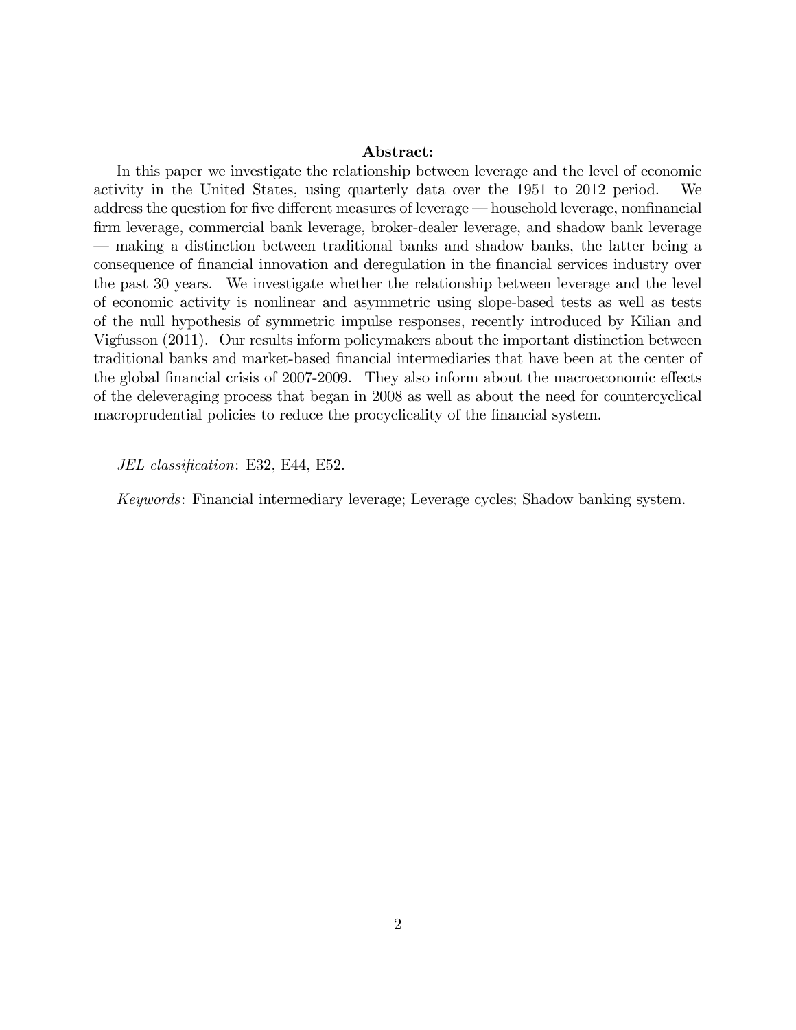**Abstract:**

In this paper we investigate the relationship between leverage and the level of economic activity in the United States, using quarterly data over the 1951 to 2012 period. We address the question for five different measures of leverage — household leverage, nonfinancial firm leverage, commercial bank leverage, broker-dealer leverage, and shadow bank leverage — making a distinction between traditional banks and shadow banks, the latter being a consequence of financial innovation and deregulation in the financial services industry over the past 30 years. We investigate whether the relationship between leverage and the level of economic activity is nonlinear and asymmetric using slope-based tests as well as tests of the null hypothesis of symmetric impulse responses, recently introduced by Kilian and Vigfusson (2011). Our results inform policymakers about the important distinction between traditional banks and market-based financial intermediaries that have been at the center of the global financial crisis of 2007-2009. They also inform about the macroeconomic effects of the deleveraging process that began in 2008 as well as about the need for countercyclical macroprudential policies to reduce the procyclicality of the financial system.

*JEL classification*: E32, E44, E52.

*Keywords*: Financial intermediary leverage; Leverage cycles; Shadow banking system.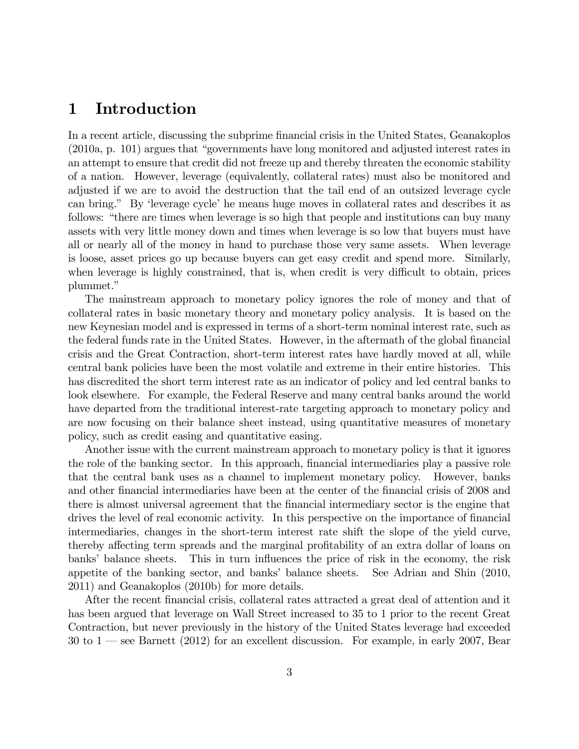# 1 Introduction

In a recent article, discussing the subprime financial crisis in the United States, Geanakoplos (2010a, p. 101) argues that "governments have long monitored and adjusted interest rates in an attempt to ensure that credit did not freeze up and thereby threaten the economic stability of a nation. However, leverage (equivalently, collateral rates) must also be monitored and adjusted if we are to avoid the destruction that the tail end of an outsized leverage cycle can bring." By 'leverage cycle' he means huge moves in collateral rates and describes it as follows: "there are times when leverage is so high that people and institutions can buy many assets with very little money down and times when leverage is so low that buyers must have all or nearly all of the money in hand to purchase those very same assets. When leverage is loose, asset prices go up because buyers can get easy credit and spend more. Similarly, when leverage is highly constrained, that is, when credit is very difficult to obtain, prices plummet."

The mainstream approach to monetary policy ignores the role of money and that of collateral rates in basic monetary theory and monetary policy analysis. It is based on the new Keynesian model and is expressed in terms of a short-term nominal interest rate, such as the federal funds rate in the United States. However, in the aftermath of the global financial crisis and the Great Contraction, short-term interest rates have hardly moved at all, while central bank policies have been the most volatile and extreme in their entire histories. This has discredited the short term interest rate as an indicator of policy and led central banks to look elsewhere. For example, the Federal Reserve and many central banks around the world have departed from the traditional interest-rate targeting approach to monetary policy and are now focusing on their balance sheet instead, using quantitative measures of monetary policy, such as credit easing and quantitative easing.

Another issue with the current mainstream approach to monetary policy is that it ignores the role of the banking sector. In this approach, financial intermediaries play a passive role that the central bank uses as a channel to implement monetary policy. However, banks and other financial intermediaries have been at the center of the financial crisis of 2008 and there is almost universal agreement that the financial intermediary sector is the engine that drives the level of real economic activity. In this perspective on the importance of financial intermediaries, changes in the short-term interest rate shift the slope of the yield curve, thereby affecting term spreads and the marginal profitability of an extra dollar of loans on banks' balance sheets. This in turn influences the price of risk in the economy, the risk appetite of the banking sector, and banks' balance sheets. See Adrian and Shin (2010, 2011) and Geanakoplos (2010b) for more details.

After the recent financial crisis, collateral rates attracted a great deal of attention and it has been argued that leverage on Wall Street increased to 35 to 1 prior to the recent Great Contraction, but never previously in the history of the United States leverage had exceeded 30 to 1 — see Barnett (2012) for an excellent discussion. For example, in early 2007, Bear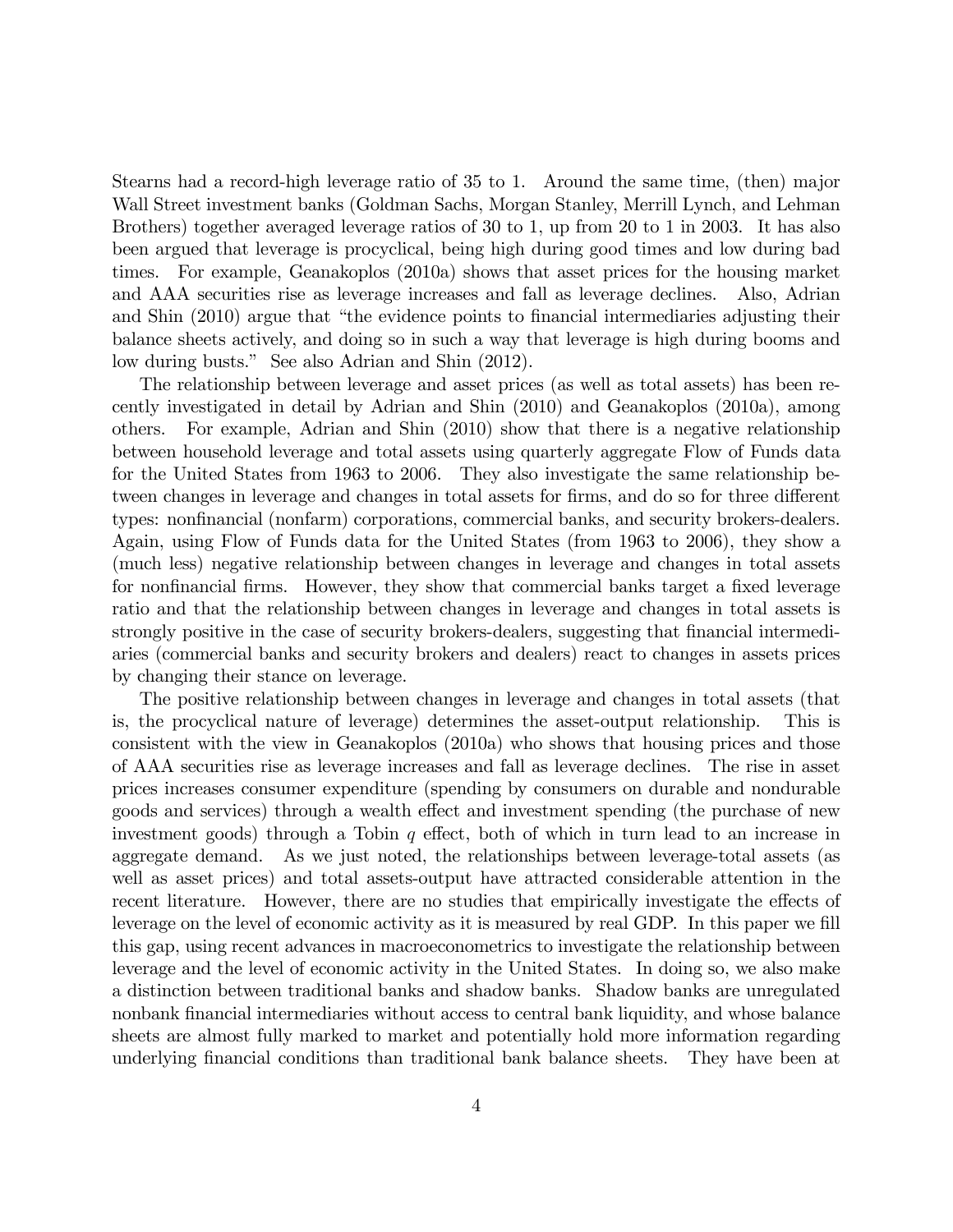Stearns had a record-high leverage ratio of 35 to 1. Around the same time, (then) major Wall Street investment banks (Goldman Sachs, Morgan Stanley, Merrill Lynch, and Lehman Brothers) together averaged leverage ratios of 30 to 1, up from 20 to 1 in 2003. It has also been argued that leverage is procyclical, being high during good times and low during bad times. For example, Geanakoplos (2010a) shows that asset prices for the housing market and AAA securities rise as leverage increases and fall as leverage declines. Also, Adrian and Shin (2010) argue that "the evidence points to financial intermediaries adjusting their balance sheets actively, and doing so in such a way that leverage is high during booms and low during busts." See also Adrian and Shin (2012).

The relationship between leverage and asset prices (as well as total assets) has been recently investigated in detail by Adrian and Shin (2010) and Geanakoplos (2010a), among others. For example, Adrian and Shin (2010) show that there is a negative relationship between household leverage and total assets using quarterly aggregate Flow of Funds data for the United States from 1963 to 2006. They also investigate the same relationship between changes in leverage and changes in total assets for firms, and do so for three different types: nonfinancial (nonfarm) corporations, commercial banks, and security brokers-dealers. Again, using Flow of Funds data for the United States (from 1963 to 2006), they show a (much less) negative relationship between changes in leverage and changes in total assets for nonfinancial firms. However, they show that commercial banks target a fixed leverage ratio and that the relationship between changes in leverage and changes in total assets is strongly positive in the case of security brokers-dealers, suggesting that financial intermediaries (commercial banks and security brokers and dealers) react to changes in assets prices by changing their stance on leverage.

The positive relationship between changes in leverage and changes in total assets (that is, the procyclical nature of leverage) determines the asset-output relationship. This is consistent with the view in Geanakoplos (2010a) who shows that housing prices and those of AAA securities rise as leverage increases and fall as leverage declines. The rise in asset prices increases consumer expenditure (spending by consumers on durable and nondurable goods and services) through a wealth effect and investment spending (the purchase of new investment goods) through a Tobin $q$ effect, both of which in turn lead to an increase in aggregate demand. As we just noted, the relationships between leverage-total assets (as well as asset prices) and total assets-output have attracted considerable attention in the recent literature. However, there are no studies that empirically investigate the effects of leverage on the level of economic activity as it is measured by real GDP. In this paper we fill this gap, using recent advances in macroeconometrics to investigate the relationship between leverage and the level of economic activity in the United States. In doing so, we also make a distinction between traditional banks and shadow banks. Shadow banks are unregulated nonbank financial intermediaries without access to central bank liquidity, and whose balance sheets are almost fully marked to market and potentially hold more information regarding underlying financial conditions than traditional bank balance sheets. They have been at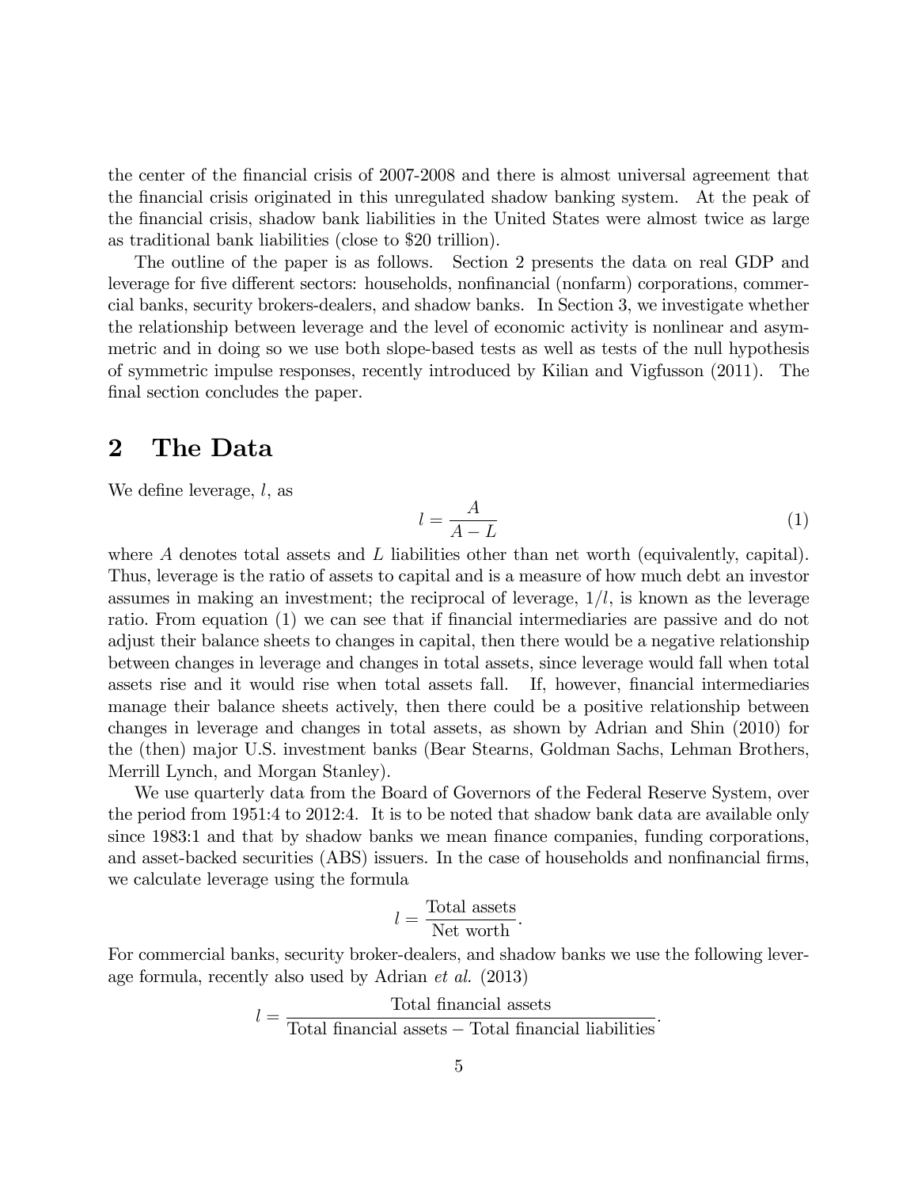the center of the financial crisis of 2007-2008 and there is almost universal agreement that the financial crisis originated in this unregulated shadow banking system. At the peak of the financial crisis, shadow bank liabilities in the United States were almost twice as large as traditional bank liabilities (close to \$20 trillion).

The outline of the paper is as follows. Section 2 presents the data on real GDP and leverage for five different sectors: households, nonfinancial (nonfarm) corporations, commercial banks, security brokers-dealers, and shadow banks. In Section 3, we investigate whether the relationship between leverage and the level of economic activity is nonlinear and asymmetric and in doing so we use both slope-based tests as well as tests of the null hypothesis of symmetric impulse responses, recently introduced by Kilian and Vigfusson (2011). The final section concludes the paper.

## 2 The Data

We define leverage, $l$, as

$$l = \frac{A}{A - L} \tag{1}$$

where $A$ denotes total assets and $L$ liabilities other than net worth (equivalently, capital). Thus, leverage is the ratio of assets to capital and is a measure of how much debt an investor assumes in making an investment; the reciprocal of leverage, $1/l$, is known as the leverage ratio. From equation (1) we can see that if financial intermediaries are passive and do not adjust their balance sheets to changes in capital, then there would be a negative relationship between changes in leverage and changes in total assets, since leverage would fall when total assets rise and it would rise when total assets fall. If, however, financial intermediaries manage their balance sheets actively, then there could be a positive relationship between changes in leverage and changes in total assets, as shown by Adrian and Shin (2010) for the (then) major U.S. investment banks (Bear Stearns, Goldman Sachs, Lehman Brothers, Merrill Lynch, and Morgan Stanley).

We use quarterly data from the Board of Governors of the Federal Reserve System, over the period from 1951:4 to 2012:4. It is to be noted that shadow bank data are available only since 1983:1 and that by shadow banks we mean finance companies, funding corporations, and asset-backed securities (ABS) issuers. In the case of households and nonfinancial firms, we calculate leverage using the formula

$$l = \frac{\text{Total assets}}{\text{Net worth}}.$$

For commercial banks, security broker-dealers, and shadow banks we use the following leverage formula, recently also used by Adrian *et al.* (2013)

$$l = \frac{\text{Total financial assets}}{\text{Total financial assets} - \text{Total financial liabilities}}.$$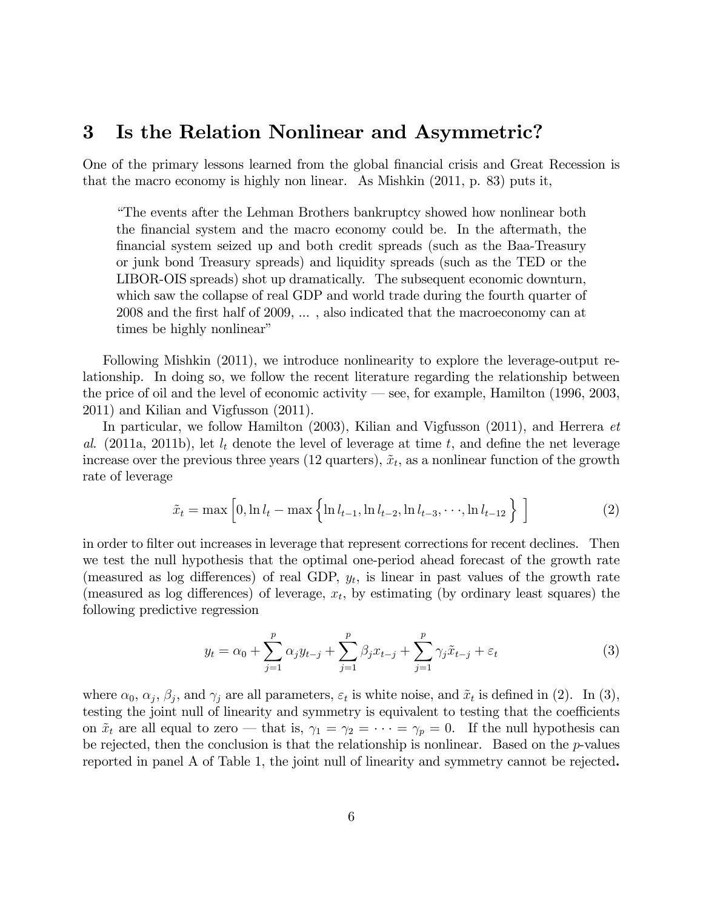## 3 Is the Relation Nonlinear and Asymmetric?

One of the primary lessons learned from the global financial crisis and Great Recession is that the macro economy is highly non linear. As Mishkin (2011, p. 83) puts it,

> "The events after the Lehman Brothers bankruptcy showed how nonlinear both the financial system and the macro economy could be. In the aftermath, the financial system seized up and both credit spreads (such as the Baa-Treasury or junk bond Treasury spreads) and liquidity spreads (such as the TED or the LIBOR-OIS spreads) shot up dramatically. The subsequent economic downturn, which saw the collapse of real GDP and world trade during the fourth quarter of 2008 and the first half of 2009, ... , also indicated that the macroeconomy can at times be highly nonlinear"

Following Mishkin (2011), we introduce nonlinearity to explore the leverage-output relationship. In doing so, we follow the recent literature regarding the relationship between the price of oil and the level of economic activity — see, for example, Hamilton (1996, 2003, 2011) and Kilian and Vigfusson (2011).

In particular, we follow Hamilton (2003), Kilian and Vigfusson (2011), and Herrera *et al.* (2011a, 2011b), let $l_t$ denote the level of leverage at time $t$, and define the net leverage increase over the previous three years (12 quarters), $\tilde{x}_t$, as a nonlinear function of the growth rate of leverage

$$\tilde{x}_t = \max\left[0, \ln l_t - \max\left\{\ln l_{t-1}, \ln l_{t-2}, \ln l_{t-3}, \cdots, \ln l_{t-12}\right\}\right] \tag{2}$$

in order to filter out increases in leverage that represent corrections for recent declines. Then we test the null hypothesis that the optimal one-period ahead forecast of the growth rate (measured as log differences) of real GDP, $y_t$, is linear in past values of the growth rate (measured as log differences) of leverage, $x_t$, by estimating (by ordinary least squares) the following predictive regression

$$y_t = \alpha_0 + \sum_{j=1}^{p} \alpha_j y_{t-j} + \sum_{j=1}^{p} \beta_j x_{t-j} + \sum_{j=1}^{p} \gamma_j \tilde{x}_{t-j} + \varepsilon_t \tag{3}$$

where $\alpha_0$, $\alpha_j$, $\beta_j$, and $\gamma_j$ are all parameters, $\varepsilon_t$ is white noise, and $\tilde{x}_t$ is defined in (2). In (3), testing the joint null of linearity and symmetry is equivalent to testing that the coefficients on $\tilde{x}_t$ are all equal to zero — that is, $\gamma_1 = \gamma_2 = \cdots = \gamma_p = 0$. If the null hypothesis can be rejected, then the conclusion is that the relationship is nonlinear. Based on the $p$-values reported in panel A of Table 1, the joint null of linearity and symmetry cannot be rejected**.**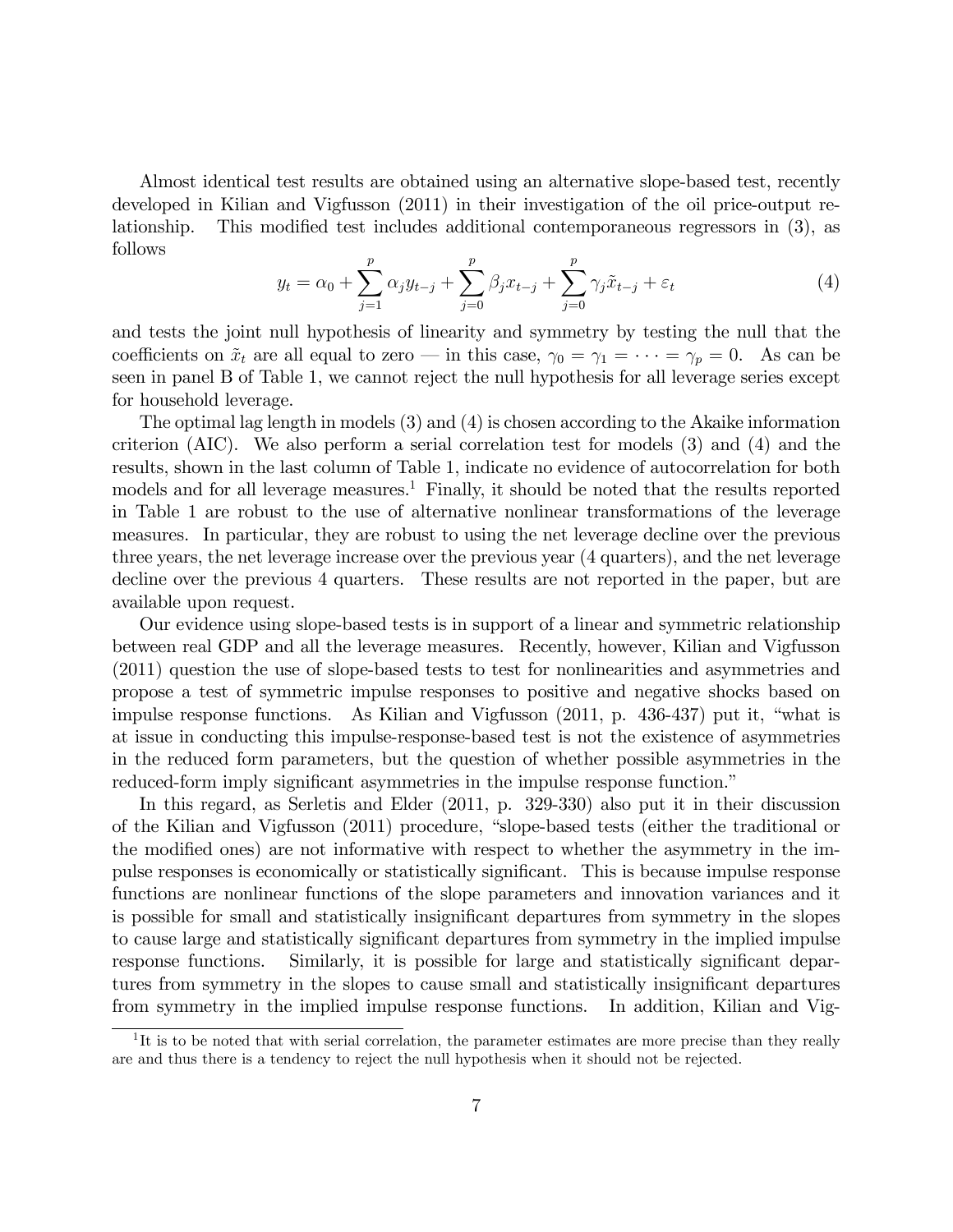Almost identical test results are obtained using an alternative slope-based test, recently developed in Kilian and Vigfusson (2011) in their investigation of the oil price-output relationship. This modified test includes additional contemporaneous regressors in (3), as follows

$$y_t = \alpha_0 + \sum_{j=1}^{p} \alpha_j y_{t-j} + \sum_{j=0}^{p} \beta_j x_{t-j} + \sum_{j=0}^{p} \gamma_j \tilde{x}_{t-j} + \varepsilon_t \tag{4}$$

and tests the joint null hypothesis of linearity and symmetry by testing the null that the coefficients on $\tilde{x}_t$ are all equal to zero — in this case, $\gamma_0 = \gamma_1 = \cdots = \gamma_p = 0$. As can be seen in panel B of Table 1, we cannot reject the null hypothesis for all leverage series except for household leverage.

The optimal lag length in models (3) and (4) is chosen according to the Akaike information criterion (AIC). We also perform a serial correlation test for models (3) and (4) and the results, shown in the last column of Table 1, indicate no evidence of autocorrelation for both models and for all leverage measures.[1] Finally, it should be noted that the results reported in Table 1 are robust to the use of alternative nonlinear transformations of the leverage measures. In particular, they are robust to using the net leverage decline over the previous three years, the net leverage increase over the previous year (4 quarters), and the net leverage decline over the previous 4 quarters. These results are not reported in the paper, but are available upon request.

Our evidence using slope-based tests is in support of a linear and symmetric relationship between real GDP and all the leverage measures. Recently, however, Kilian and Vigfusson (2011) question the use of slope-based tests to test for nonlinearities and asymmetries and propose a test of symmetric impulse responses to positive and negative shocks based on impulse response functions. As Kilian and Vigfusson (2011, p. 436-437) put it, "what is at issue in conducting this impulse-response-based test is not the existence of asymmetries in the reduced form parameters, but the question of whether possible asymmetries in the reduced-form imply significant asymmetries in the impulse response function."

In this regard, as Serletis and Elder (2011, p. 329-330) also put it in their discussion of the Kilian and Vigfusson (2011) procedure, "slope-based tests (either the traditional or the modified ones) are not informative with respect to whether the asymmetry in the impulse responses is economically or statistically significant. This is because impulse response functions are nonlinear functions of the slope parameters and innovation variances and it is possible for small and statistically insignificant departures from symmetry in the slopes to cause large and statistically significant departures from symmetry in the implied impulse response functions. Similarly, it is possible for large and statistically significant departures from symmetry in the slopes to cause small and statistically insignificant departures from symmetry in the implied impulse response functions. In addition, Kilian and Vig-

[1] It is to be noted that with serial correlation, the parameter estimates are more precise than they really are and thus there is a tendency to reject the null hypothesis when it should not be rejected.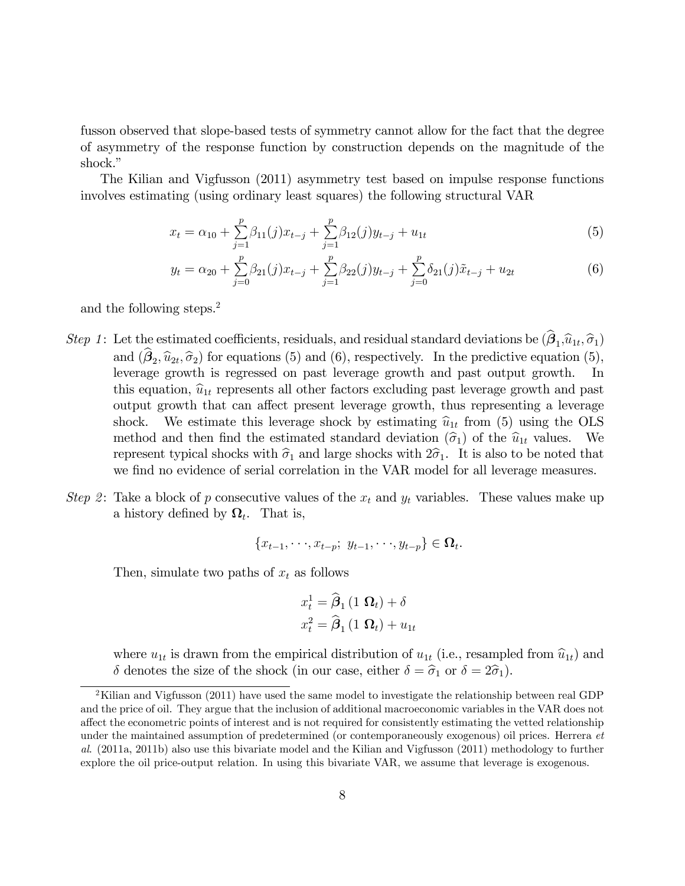fusson observed that slope-based tests of symmetry cannot allow for the fact that the degree of asymmetry of the response function by construction depends on the magnitude of the shock."

The Kilian and Vigfusson (2011) asymmetry test based on impulse response functions involves estimating (using ordinary least squares) the following structural VAR

$$x_t = \alpha_{10} + \sum_{j=1}^{p} \beta_{11}(j) x_{t-j} + \sum_{j=1}^{p} \beta_{12}(j) y_{t-j} + u_{1t} \tag{5}$$

$$y_t = \alpha_{20} + \sum_{j=0}^{p} \beta_{21}(j) x_{t-j} + \sum_{j=1}^{p} \beta_{22}(j) y_{t-j} + \sum_{j=0}^{p} \delta_{21}(j) \tilde{x}_{t-j} + u_{2t} \tag{6}$$

and the following steps.[2]

*Step 1*: Let the estimated coefficients, residuals, and residual standard deviations be $(\widehat{\boldsymbol{\beta}}_1, \widehat{u}_{1t}, \widehat{\sigma}_1)$ and $(\widehat{\boldsymbol{\beta}}_2, \widehat{u}_{2t}, \widehat{\sigma}_2)$ for equations (5) and (6), respectively. In the predictive equation (5), leverage growth is regressed on past leverage growth and past output growth. In this equation, $\widehat{u}_{1t}$ represents all other factors excluding past leverage growth and past output growth that can affect present leverage growth, thus representing a leverage shock. We estimate this leverage shock by estimating $\widehat{u}_{1t}$ from (5) using the OLS method and then find the estimated standard deviation $(\widehat{\sigma}_1)$ of the $\widehat{u}_{1t}$ values. We represent typical shocks with $\widehat{\sigma}_1$ and large shocks with $2\widehat{\sigma}_1$. It is also to be noted that we find no evidence of serial correlation in the VAR model for all leverage measures.

*Step 2*: Take a block of $p$ consecutive values of the $x_t$ and $y_t$ variables. These values make up a history defined by $\boldsymbol{\Omega}_t$. That is,

$$\{x_{t-1}, \cdots, x_{t-p};\ y_{t-1}, \cdots, y_{t-p}\} \in \boldsymbol{\Omega}_t.$$

Then, simulate two paths of $x_t$ as follows

$$x_t^1 = \widehat{\boldsymbol{\beta}}_1 \left(1\ \boldsymbol{\Omega}_t\right) + \delta$$
$$x_t^2 = \widehat{\boldsymbol{\beta}}_1 \left(1\ \boldsymbol{\Omega}_t\right) + u_{1t}$$

where $u_{1t}$ is drawn from the empirical distribution of $u_{1t}$ (i.e., resampled from $\widehat{u}_{1t}$) and $\delta$ denotes the size of the shock (in our case, either $\delta = \widehat{\sigma}_1$ or $\delta = 2\widehat{\sigma}_1$).

[2] Kilian and Vigfusson (2011) have used the same model to investigate the relationship between real GDP and the price of oil. They argue that the inclusion of additional macroeconomic variables in the VAR does not affect the econometric points of interest and is not required for consistently estimating the vetted relationship under the maintained assumption of predetermined (or contemporaneously exogenous) oil prices. Herrera *et al.* (2011a, 2011b) also use this bivariate model and the Kilian and Vigfusson (2011) methodology to further explore the oil price-output relation. In using this bivariate VAR, we assume that leverage is exogenous.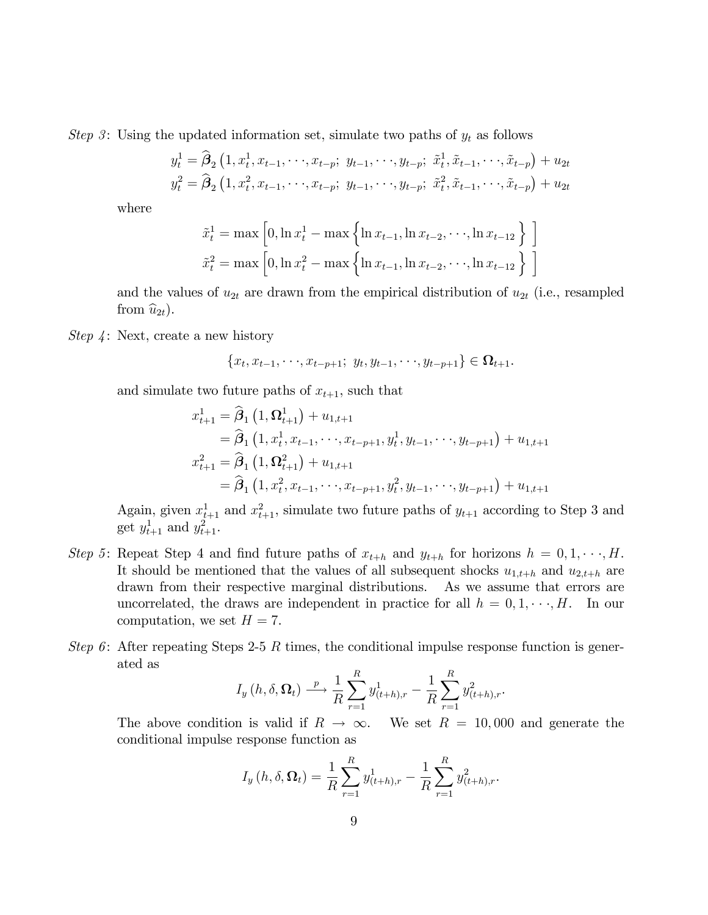*Step 3*: Using the updated information set, simulate two paths of $y_t$ as follows

$$y_t^1 = \widehat{\boldsymbol{\beta}}_2 \left(1, x_t^1, x_{t-1}, \cdots, x_{t-p};\ y_{t-1}, \cdots, y_{t-p};\ \tilde{x}_t^1, \tilde{x}_{t-1}, \cdots, \tilde{x}_{t-p}\right) + u_{2t}$$
$$y_t^2 = \widehat{\boldsymbol{\beta}}_2 \left(1, x_t^2, x_{t-1}, \cdots, x_{t-p};\ y_{t-1}, \cdots, y_{t-p};\ \tilde{x}_t^2, \tilde{x}_{t-1}, \cdots, \tilde{x}_{t-p}\right) + u_{2t}$$

where

$$\tilde{x}_t^1 = \max\left[0, \ln x_t^1 - \max\left\{\ln x_{t-1}, \ln x_{t-2}, \cdots, \ln x_{t-12}\right\}\right]$$
$$\tilde{x}_t^2 = \max\left[0, \ln x_t^2 - \max\left\{\ln x_{t-1}, \ln x_{t-2}, \cdots, \ln x_{t-12}\right\}\right]$$

and the values of $u_{2t}$ are drawn from the empirical distribution of $u_{2t}$ (i.e., resampled from $\widehat{u}_{2t}$).

*Step 4*: Next, create a new history

$$\{x_t, x_{t-1}, \cdots, x_{t-p+1};\ y_t, y_{t-1}, \cdots, y_{t-p+1}\} \in \boldsymbol{\Omega}_{t+1}.$$

and simulate two future paths of $x_{t+1}$, such that

$$\begin{aligned}
x_{t+1}^1 &= \widehat{\boldsymbol{\beta}}_1 \left(1, \boldsymbol{\Omega}_{t+1}^1\right) + u_{1,t+1} \\
&= \widehat{\boldsymbol{\beta}}_1 \left(1, x_t^1, x_{t-1}, \cdots, x_{t-p+1}, y_t^1, y_{t-1}, \cdots, y_{t-p+1}\right) + u_{1,t+1} \\
x_{t+1}^2 &= \widehat{\boldsymbol{\beta}}_1 \left(1, \boldsymbol{\Omega}_{t+1}^2\right) + u_{1,t+1} \\
&= \widehat{\boldsymbol{\beta}}_1 \left(1, x_t^2, x_{t-1}, \cdots, x_{t-p+1}, y_t^2, y_{t-1}, \cdots, y_{t-p+1}\right) + u_{1,t+1}
\end{aligned}$$

Again, given $x_{t+1}^1$ and $x_{t+1}^2$, simulate two future paths of $y_{t+1}$ according to Step 3 and get $y_{t+1}^1$ and $y_{t+1}^2$.

*Step 5*: Repeat Step 4 and find future paths of $x_{t+h}$ and $y_{t+h}$ for horizons $h = 0, 1, \cdots, H$. It should be mentioned that the values of all subsequent shocks $u_{1,t+h}$ and $u_{2,t+h}$ are drawn from their respective marginal distributions. As we assume that errors are uncorrelated, the draws are independent in practice for all $h = 0, 1, \cdots, H$. In our computation, we set $H = 7$.

*Step 6*: After repeating Steps 2-5 $R$ times, the conditional impulse response function is generated as

$$I_y\left(h, \delta, \boldsymbol{\Omega}_t\right) \xrightarrow{p} \frac{1}{R}\sum_{r=1}^{R} y_{(t+h),r}^1 - \frac{1}{R}\sum_{r=1}^{R} y_{(t+h),r}^2.$$

The above condition is valid if $R \to \infty$. We set $R = 10,000$ and generate the conditional impulse response function as

$$I_y\left(h, \delta, \boldsymbol{\Omega}_t\right) = \frac{1}{R}\sum_{r=1}^{R} y_{(t+h),r}^1 - \frac{1}{R}\sum_{r=1}^{R} y_{(t+h),r}^2.$$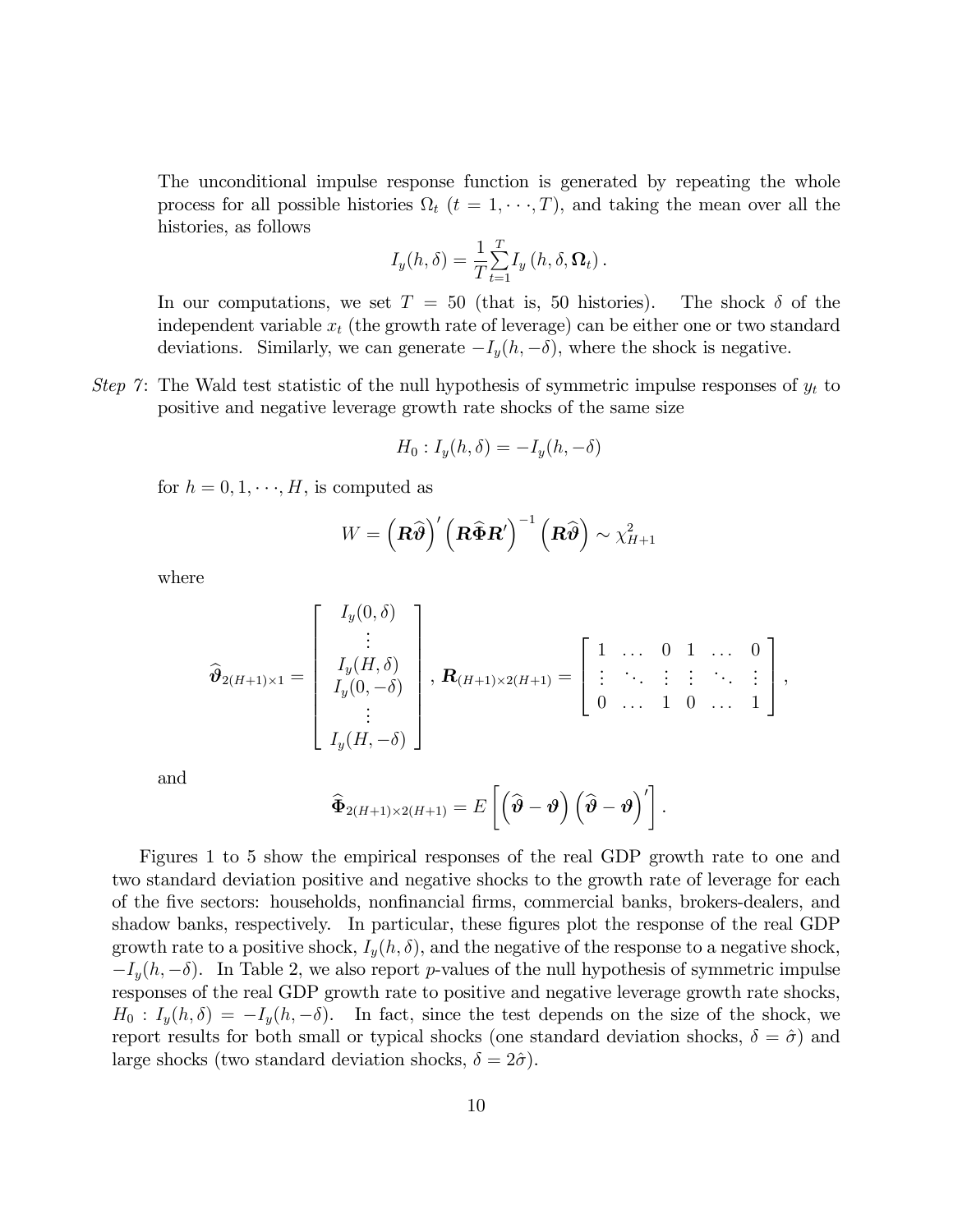The unconditional impulse response function is generated by repeating the whole process for all possible histories $\Omega_t$ $(t = 1, \cdots, T)$, and taking the mean over all the histories, as follows

$$I_y(h, \delta) = \frac{1}{T} \sum_{t=1}^{T} I_y\left(h, \delta, \mathbf{\Omega}_t\right).$$

In our computations, we set $T = 50$ (that is, 50 histories). The shock $\delta$ of the independent variable $x_t$ (the growth rate of leverage) can be either one or two standard deviations. Similarly, we can generate $-I_y(h, -\delta)$, where the shock is negative.

*Step 7*: The Wald test statistic of the null hypothesis of symmetric impulse responses of $y_t$ to positive and negative leverage growth rate shocks of the same size

$$H_0 : I_y(h, \delta) = -I_y(h, -\delta)$$

for $h = 0, 1, \cdots, H$, is computed as

$$W = \left(\boldsymbol{R}\widehat{\boldsymbol{\vartheta}}\right)' \left(\boldsymbol{R}\widehat{\boldsymbol{\Phi}}\boldsymbol{R}'\right)^{-1} \left(\boldsymbol{R}\widehat{\boldsymbol{\vartheta}}\right) \sim \chi^2_{H+1}$$

where

$$\widehat{\boldsymbol{\vartheta}}_{2(H+1)\times 1} = \begin{bmatrix} I_y(0, \delta) \\ \vdots \\ I_y(H, \delta) \\ I_y(0, -\delta) \\ \vdots \\ I_y(H, -\delta) \end{bmatrix}, \ \boldsymbol{R}_{(H+1)\times 2(H+1)} = \begin{bmatrix} 1 & \dots & 0 & 1 & \dots & 0 \\ \vdots & \ddots & \vdots & \vdots & \ddots & \vdots \\ 0 & \dots & 1 & 0 & \dots & 1 \end{bmatrix},$$

and

$$\widehat{\boldsymbol{\Phi}}_{2(H+1)\times 2(H+1)} = E\left[\left(\widehat{\boldsymbol{\vartheta}} - \boldsymbol{\vartheta}\right)\left(\widehat{\boldsymbol{\vartheta}} - \boldsymbol{\vartheta}\right)'\right].$$

Figures 1 to 5 show the empirical responses of the real GDP growth rate to one and two standard deviation positive and negative shocks to the growth rate of leverage for each of the five sectors: households, nonfinancial firms, commercial banks, brokers-dealers, and shadow banks, respectively. In particular, these figures plot the response of the real GDP growth rate to a positive shock, $I_y(h, \delta)$, and the negative of the response to a negative shock, $-I_y(h, -\delta)$. In Table 2, we also report $p$-values of the null hypothesis of symmetric impulse responses of the real GDP growth rate to positive and negative leverage growth rate shocks, $H_0 : I_y(h, \delta) = -I_y(h, -\delta)$. In fact, since the test depends on the size of the shock, we report results for both small or typical shocks (one standard deviation shocks, $\delta = \hat{\sigma}$) and large shocks (two standard deviation shocks, $\delta = 2\hat{\sigma}$).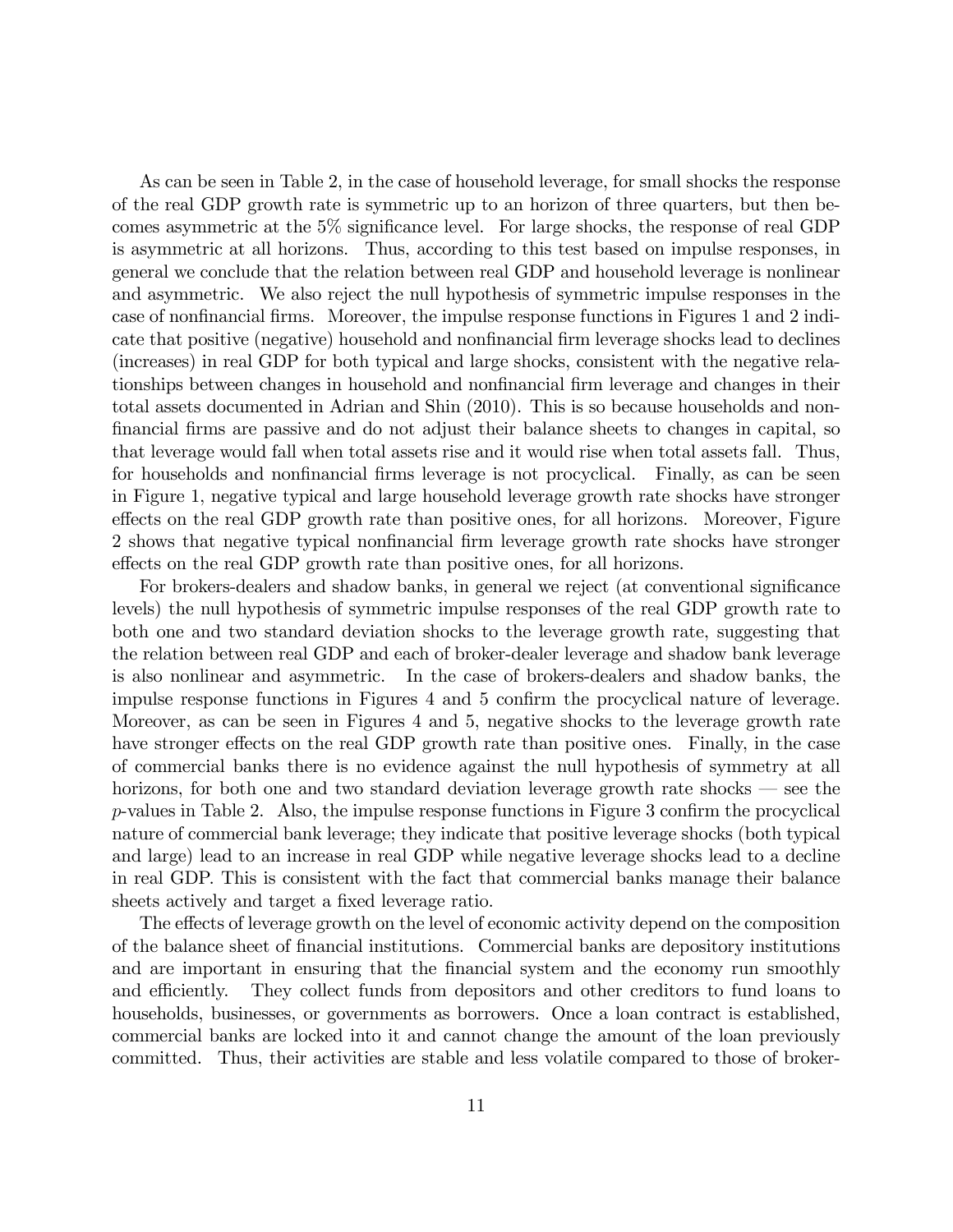As can be seen in Table 2, in the case of household leverage, for small shocks the response of the real GDP growth rate is symmetric up to an horizon of three quarters, but then becomes asymmetric at the 5% significance level. For large shocks, the response of real GDP is asymmetric at all horizons. Thus, according to this test based on impulse responses, in general we conclude that the relation between real GDP and household leverage is nonlinear and asymmetric. We also reject the null hypothesis of symmetric impulse responses in the case of nonfinancial firms. Moreover, the impulse response functions in Figures 1 and 2 indicate that positive (negative) household and nonfinancial firm leverage shocks lead to declines (increases) in real GDP for both typical and large shocks, consistent with the negative relationships between changes in household and nonfinancial firm leverage and changes in their total assets documented in Adrian and Shin (2010). This is so because households and nonfinancial firms are passive and do not adjust their balance sheets to changes in capital, so that leverage would fall when total assets rise and it would rise when total assets fall. Thus, for households and nonfinancial firms leverage is not procyclical. Finally, as can be seen in Figure 1, negative typical and large household leverage growth rate shocks have stronger effects on the real GDP growth rate than positive ones, for all horizons. Moreover, Figure 2 shows that negative typical nonfinancial firm leverage growth rate shocks have stronger effects on the real GDP growth rate than positive ones, for all horizons.

For brokers-dealers and shadow banks, in general we reject (at conventional significance levels) the null hypothesis of symmetric impulse responses of the real GDP growth rate to both one and two standard deviation shocks to the leverage growth rate, suggesting that the relation between real GDP and each of broker-dealer leverage and shadow bank leverage is also nonlinear and asymmetric. In the case of brokers-dealers and shadow banks, the impulse response functions in Figures 4 and 5 confirm the procyclical nature of leverage. Moreover, as can be seen in Figures 4 and 5, negative shocks to the leverage growth rate have stronger effects on the real GDP growth rate than positive ones. Finally, in the case of commercial banks there is no evidence against the null hypothesis of symmetry at all horizons, for both one and two standard deviation leverage growth rate shocks — see the $p$-values in Table 2. Also, the impulse response functions in Figure 3 confirm the procyclical nature of commercial bank leverage; they indicate that positive leverage shocks (both typical and large) lead to an increase in real GDP while negative leverage shocks lead to a decline in real GDP. This is consistent with the fact that commercial banks manage their balance sheets actively and target a fixed leverage ratio.

The effects of leverage growth on the level of economic activity depend on the composition of the balance sheet of financial institutions. Commercial banks are depository institutions and are important in ensuring that the financial system and the economy run smoothly and efficiently. They collect funds from depositors and other creditors to fund loans to households, businesses, or governments as borrowers. Once a loan contract is established, commercial banks are locked into it and cannot change the amount of the loan previously committed. Thus, their activities are stable and less volatile compared to those of broker-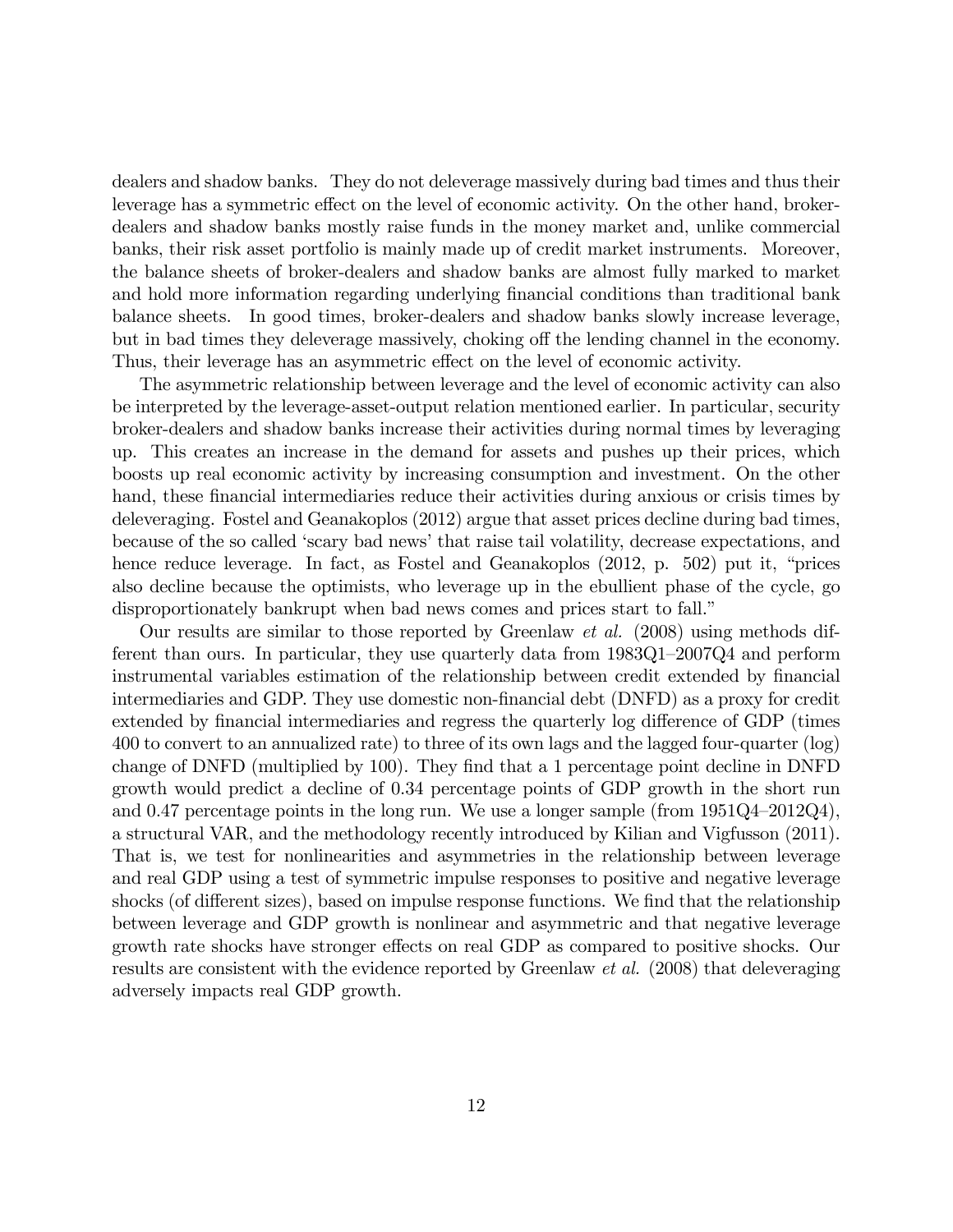dealers and shadow banks. They do not deleverage massively during bad times and thus their leverage has a symmetric effect on the level of economic activity. On the other hand, broker-dealers and shadow banks mostly raise funds in the money market and, unlike commercial banks, their risk asset portfolio is mainly made up of credit market instruments. Moreover, the balance sheets of broker-dealers and shadow banks are almost fully marked to market and hold more information regarding underlying financial conditions than traditional bank balance sheets. In good times, broker-dealers and shadow banks slowly increase leverage, but in bad times they deleverage massively, choking off the lending channel in the economy. Thus, their leverage has an asymmetric effect on the level of economic activity.

The asymmetric relationship between leverage and the level of economic activity can also be interpreted by the leverage-asset-output relation mentioned earlier. In particular, security broker-dealers and shadow banks increase their activities during normal times by leveraging up. This creates an increase in the demand for assets and pushes up their prices, which boosts up real economic activity by increasing consumption and investment. On the other hand, these financial intermediaries reduce their activities during anxious or crisis times by deleveraging. Fostel and Geanakoplos (2012) argue that asset prices decline during bad times, because of the so called 'scary bad news' that raise tail volatility, decrease expectations, and hence reduce leverage. In fact, as Fostel and Geanakoplos (2012, p. 502) put it, "prices also decline because the optimists, who leverage up in the ebullient phase of the cycle, go disproportionately bankrupt when bad news comes and prices start to fall."

Our results are similar to those reported by Greenlaw *et al.* (2008) using methods different than ours. In particular, they use quarterly data from 1983Q1–2007Q4 and perform instrumental variables estimation of the relationship between credit extended by financial intermediaries and GDP. They use domestic non-financial debt (DNFD) as a proxy for credit extended by financial intermediaries and regress the quarterly log difference of GDP (times 400 to convert to an annualized rate) to three of its own lags and the lagged four-quarter (log) change of DNFD (multiplied by 100). They find that a 1 percentage point decline in DNFD growth would predict a decline of 0.34 percentage points of GDP growth in the short run and 0.47 percentage points in the long run. We use a longer sample (from 1951Q4–2012Q4), a structural VAR, and the methodology recently introduced by Kilian and Vigfusson (2011). That is, we test for nonlinearities and asymmetries in the relationship between leverage and real GDP using a test of symmetric impulse responses to positive and negative leverage shocks (of different sizes), based on impulse response functions. We find that the relationship between leverage and GDP growth is nonlinear and asymmetric and that negative leverage growth rate shocks have stronger effects on real GDP as compared to positive shocks. Our results are consistent with the evidence reported by Greenlaw *et al.* (2008) that deleveraging adversely impacts real GDP growth.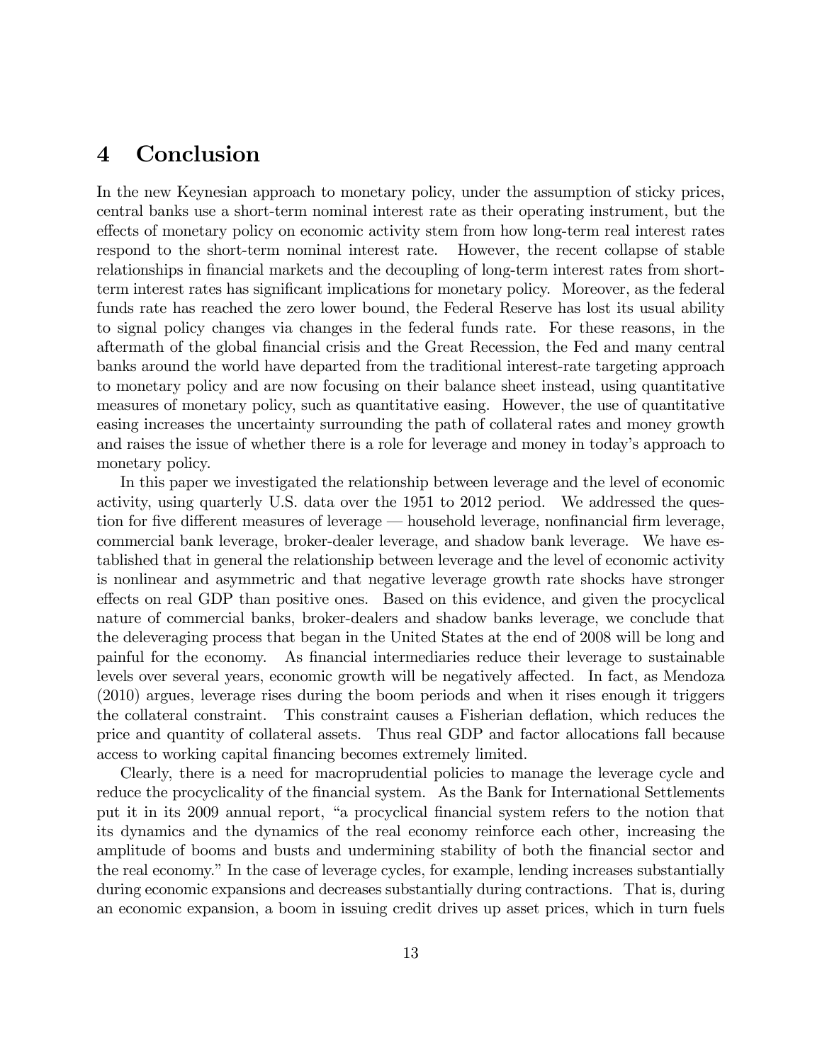## 4 Conclusion

In the new Keynesian approach to monetary policy, under the assumption of sticky prices, central banks use a short-term nominal interest rate as their operating instrument, but the effects of monetary policy on economic activity stem from how long-term real interest rates respond to the short-term nominal interest rate. However, the recent collapse of stable relationships in financial markets and the decoupling of long-term interest rates from short-term interest rates has significant implications for monetary policy. Moreover, as the federal funds rate has reached the zero lower bound, the Federal Reserve has lost its usual ability to signal policy changes via changes in the federal funds rate. For these reasons, in the aftermath of the global financial crisis and the Great Recession, the Fed and many central banks around the world have departed from the traditional interest-rate targeting approach to monetary policy and are now focusing on their balance sheet instead, using quantitative measures of monetary policy, such as quantitative easing. However, the use of quantitative easing increases the uncertainty surrounding the path of collateral rates and money growth and raises the issue of whether there is a role for leverage and money in today's approach to monetary policy.

In this paper we investigated the relationship between leverage and the level of economic activity, using quarterly U.S. data over the 1951 to 2012 period. We addressed the question for five different measures of leverage — household leverage, nonfinancial firm leverage, commercial bank leverage, broker-dealer leverage, and shadow bank leverage. We have established that in general the relationship between leverage and the level of economic activity is nonlinear and asymmetric and that negative leverage growth rate shocks have stronger effects on real GDP than positive ones. Based on this evidence, and given the procyclical nature of commercial banks, broker-dealers and shadow banks leverage, we conclude that the deleveraging process that began in the United States at the end of 2008 will be long and painful for the economy. As financial intermediaries reduce their leverage to sustainable levels over several years, economic growth will be negatively affected. In fact, as Mendoza (2010) argues, leverage rises during the boom periods and when it rises enough it triggers the collateral constraint. This constraint causes a Fisherian deflation, which reduces the price and quantity of collateral assets. Thus real GDP and factor allocations fall because access to working capital financing becomes extremely limited.

Clearly, there is a need for macroprudential policies to manage the leverage cycle and reduce the procyclicality of the financial system. As the Bank for International Settlements put it in its 2009 annual report, "a procyclical financial system refers to the notion that its dynamics and the dynamics of the real economy reinforce each other, increasing the amplitude of booms and busts and undermining stability of both the financial sector and the real economy." In the case of leverage cycles, for example, lending increases substantially during economic expansions and decreases substantially during contractions. That is, during an economic expansion, a boom in issuing credit drives up asset prices, which in turn fuels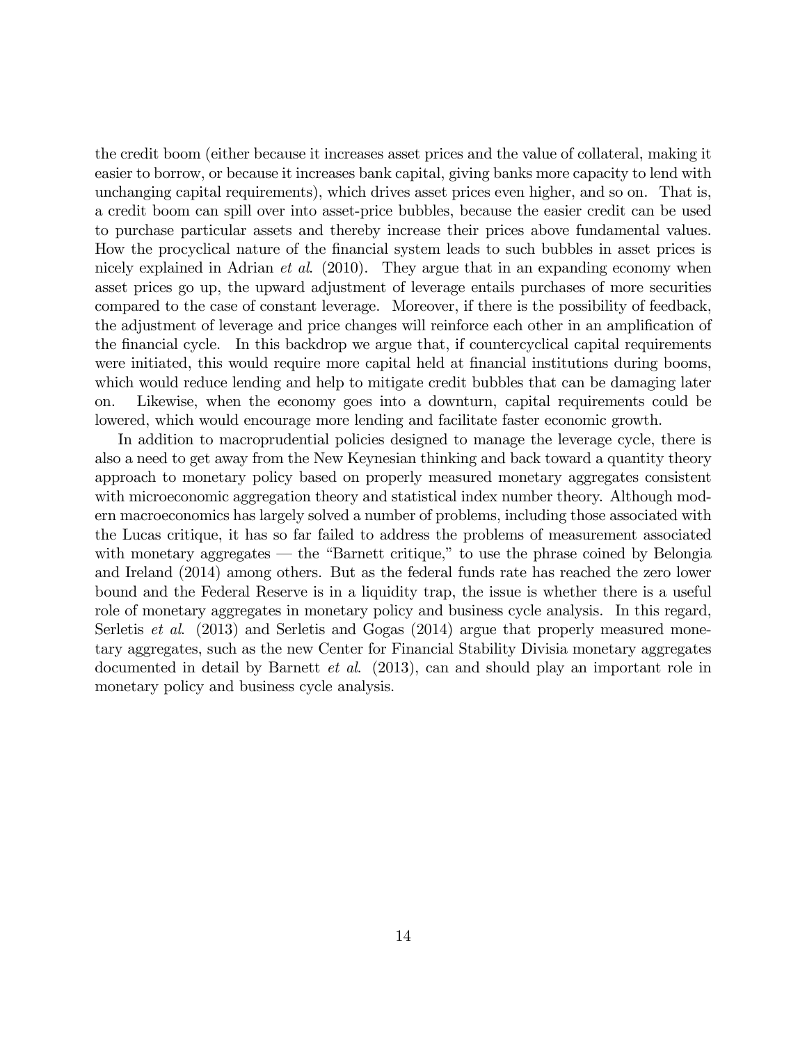the credit boom (either because it increases asset prices and the value of collateral, making it easier to borrow, or because it increases bank capital, giving banks more capacity to lend with unchanging capital requirements), which drives asset prices even higher, and so on. That is, a credit boom can spill over into asset-price bubbles, because the easier credit can be used to purchase particular assets and thereby increase their prices above fundamental values. How the procyclical nature of the financial system leads to such bubbles in asset prices is nicely explained in Adrian *et al*. (2010). They argue that in an expanding economy when asset prices go up, the upward adjustment of leverage entails purchases of more securities compared to the case of constant leverage. Moreover, if there is the possibility of feedback, the adjustment of leverage and price changes will reinforce each other in an amplification of the financial cycle. In this backdrop we argue that, if countercyclical capital requirements were initiated, this would require more capital held at financial institutions during booms, which would reduce lending and help to mitigate credit bubbles that can be damaging later on. Likewise, when the economy goes into a downturn, capital requirements could be lowered, which would encourage more lending and facilitate faster economic growth.

In addition to macroprudential policies designed to manage the leverage cycle, there is also a need to get away from the New Keynesian thinking and back toward a quantity theory approach to monetary policy based on properly measured monetary aggregates consistent with microeconomic aggregation theory and statistical index number theory. Although modern macroeconomics has largely solved a number of problems, including those associated with the Lucas critique, it has so far failed to address the problems of measurement associated with monetary aggregates — the "Barnett critique," to use the phrase coined by Belongia and Ireland (2014) among others. But as the federal funds rate has reached the zero lower bound and the Federal Reserve is in a liquidity trap, the issue is whether there is a useful role of monetary aggregates in monetary policy and business cycle analysis. In this regard, Serletis *et al*. (2013) and Serletis and Gogas (2014) argue that properly measured monetary aggregates, such as the new Center for Financial Stability Divisia monetary aggregates documented in detail by Barnett *et al*. (2013), can and should play an important role in monetary policy and business cycle analysis.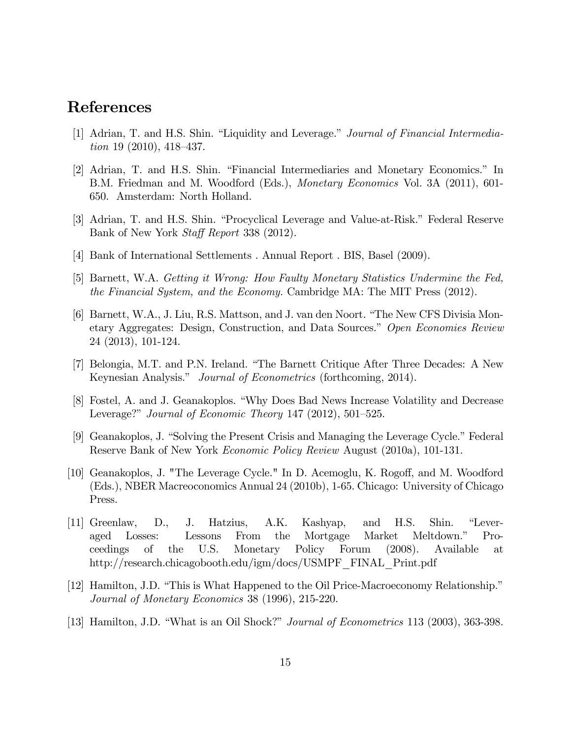## References

[1] Adrian, T. and H.S. Shin. "Liquidity and Leverage." *Journal of Financial Intermediation* 19 (2010), 418–437.

[2] Adrian, T. and H.S. Shin. "Financial Intermediaries and Monetary Economics." In B.M. Friedman and M. Woodford (Eds.), *Monetary Economics* Vol. 3A (2011), 601-650. Amsterdam: North Holland.

[3] Adrian, T. and H.S. Shin. "Procyclical Leverage and Value-at-Risk." Federal Reserve Bank of New York *Staff Report* 338 (2012).

[4] Bank of International Settlements . Annual Report . BIS, Basel (2009).

[5] Barnett, W.A. *Getting it Wrong: How Faulty Monetary Statistics Undermine the Fed, the Financial System, and the Economy.* Cambridge MA: The MIT Press (2012).

[6] Barnett, W.A., J. Liu, R.S. Mattson, and J. van den Noort. "The New CFS Divisia Monetary Aggregates: Design, Construction, and Data Sources." *Open Economies Review* 24 (2013), 101-124.

[7] Belongia, M.T. and P.N. Ireland. "The Barnett Critique After Three Decades: A New Keynesian Analysis." *Journal of Econometrics* (forthcoming, 2014).

[8] Fostel, A. and J. Geanakoplos. "Why Does Bad News Increase Volatility and Decrease Leverage?" *Journal of Economic Theory* 147 (2012), 501–525.

[9] Geanakoplos, J. "Solving the Present Crisis and Managing the Leverage Cycle." Federal Reserve Bank of New York *Economic Policy Review* August (2010a), 101-131.

[10] Geanakoplos, J. "The Leverage Cycle." In D. Acemoglu, K. Rogoff, and M. Woodford (Eds.), NBER Macroeconomics Annual 24 (2010b), 1-65. Chicago: University of Chicago Press.

[11] Greenlaw, D., J. Hatzius, A.K. Kashyap, and H.S. Shin. "Leveraged Losses: Lessons From the Mortgage Market Meltdown." Proceedings of the U.S. Monetary Policy Forum (2008). Available at http://research.chicagobooth.edu/igm/docs/USMPF_FINAL_Print.pdf

[12] Hamilton, J.D. "This is What Happened to the Oil Price-Macroeconomy Relationship." *Journal of Monetary Economics* 38 (1996), 215-220.

[13] Hamilton, J.D. "What is an Oil Shock?" *Journal of Econometrics* 113 (2003), 363-398.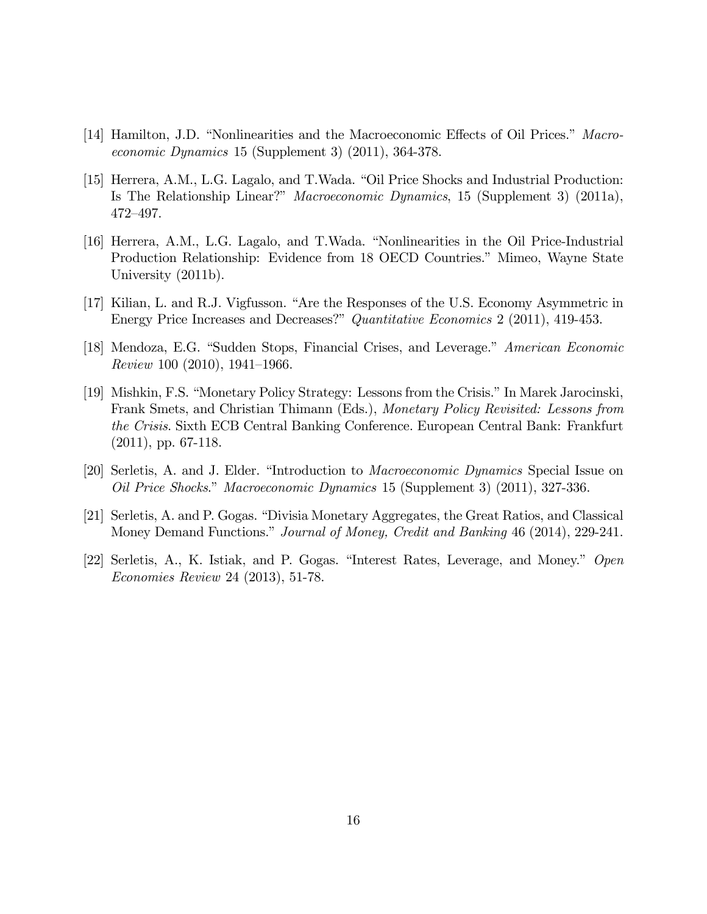[14] Hamilton, J.D. "Nonlinearities and the Macroeconomic Effects of Oil Prices." *Macroeconomic Dynamics* 15 (Supplement 3) (2011), 364-378.

[15] Herrera, A.M., L.G. Lagalo, and T.Wada. "Oil Price Shocks and Industrial Production: Is The Relationship Linear?" *Macroeconomic Dynamics*, 15 (Supplement 3) (2011a), 472–497.

[16] Herrera, A.M., L.G. Lagalo, and T.Wada. "Nonlinearities in the Oil Price-Industrial Production Relationship: Evidence from 18 OECD Countries." Mimeo, Wayne State University (2011b).

[17] Kilian, L. and R.J. Vigfusson. "Are the Responses of the U.S. Economy Asymmetric in Energy Price Increases and Decreases?" *Quantitative Economics* 2 (2011), 419-453.

[18] Mendoza, E.G. "Sudden Stops, Financial Crises, and Leverage." *American Economic Review* 100 (2010), 1941–1966.

[19] Mishkin, F.S. "Monetary Policy Strategy: Lessons from the Crisis." In Marek Jarocinski, Frank Smets, and Christian Thimann (Eds.), *Monetary Policy Revisited: Lessons from the Crisis.* Sixth ECB Central Banking Conference. European Central Bank: Frankfurt (2011), pp. 67-118.

[20] Serletis, A. and J. Elder. "Introduction to *Macroeconomic Dynamics* Special Issue on *Oil Price Shocks*." *Macroeconomic Dynamics* 15 (Supplement 3) (2011), 327-336.

[21] Serletis, A. and P. Gogas. "Divisia Monetary Aggregates, the Great Ratios, and Classical Money Demand Functions." *Journal of Money, Credit and Banking* 46 (2014), 229-241.

[22] Serletis, A., K. Istiak, and P. Gogas. "Interest Rates, Leverage, and Money." *Open Economies Review* 24 (2013), 51-78.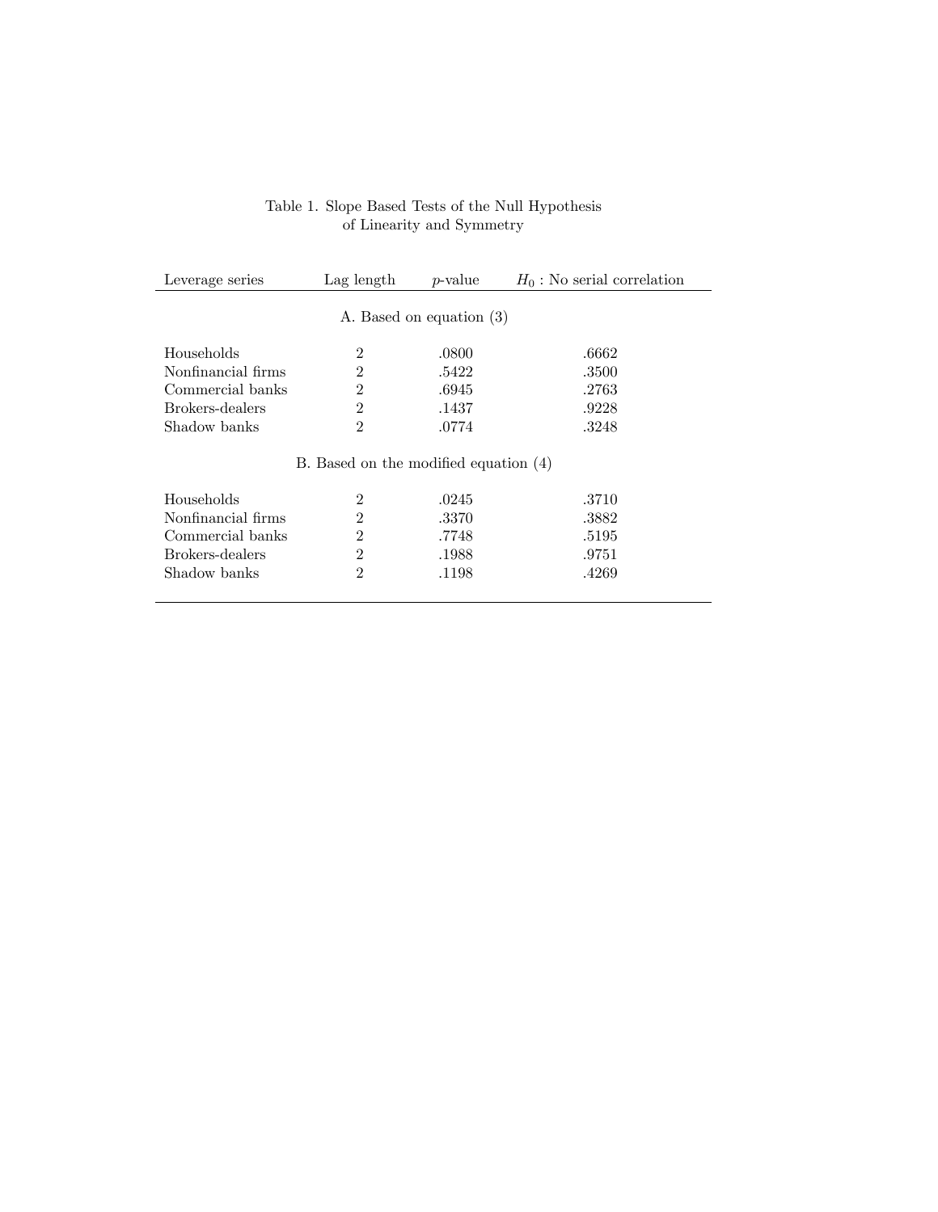Table 1. Slope Based Tests of the Null Hypothesis of Linearity and Symmetry

| Leverage series | Lag length | $p$-value | $H_0$ : No serial correlation |
|---|---|---|---|
| A. Based on equation (3) | | | |
| Households | 2 | .0800 | .6662 |
| Nonfinancial firms | 2 | .5422 | .3500 |
| Commercial banks | 2 | .6945 | .2763 |
| Brokers-dealers | 2 | .1437 | .9228 |
| Shadow banks | 2 | .0774 | .3248 |
| B. Based on the modified equation (4) | | | |
| Households | 2 | .0245 | .3710 |
| Nonfinancial firms | 2 | .3370 | .3882 |
| Commercial banks | 2 | .7748 | .5195 |
| Brokers-dealers | 2 | .1988 | .9751 |
| Shadow banks | 2 | .1198 | .4269 |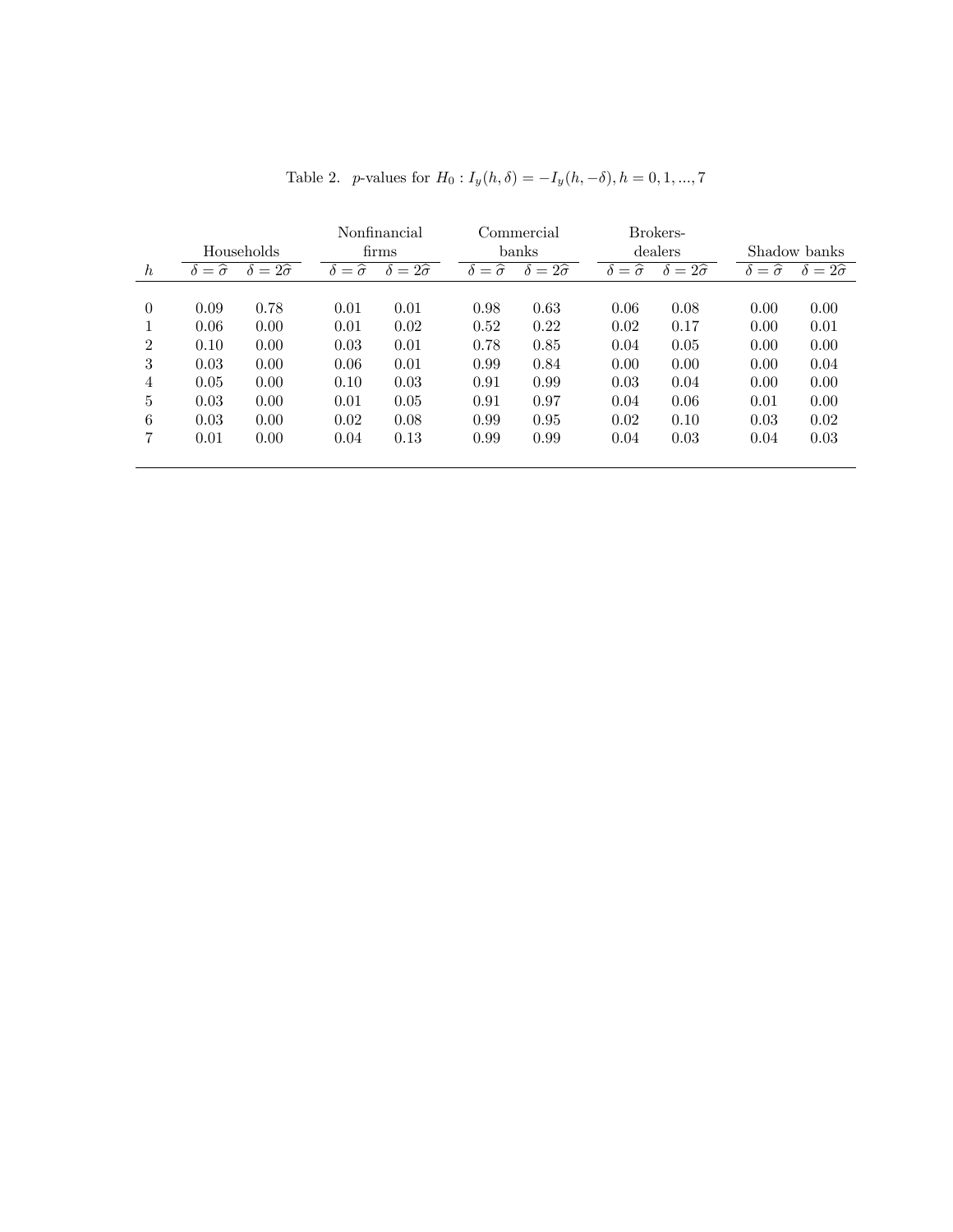Table 2. $p$-values for $H_0 : I_y(h, \delta) = -I_y(h, -\delta), h = 0, 1, ..., 7$

| | Households | | Nonfinancial firms | | Commercial banks | | Brokers-dealers | | Shadow banks | |
|---|---|---|---|---|---|---|---|---|---|---|
| $h$ | $\delta = \widehat{\sigma}$ | $\delta = 2\widehat{\sigma}$ | $\delta = \widehat{\sigma}$ | $\delta = 2\widehat{\sigma}$ | $\delta = \widehat{\sigma}$ | $\delta = 2\widehat{\sigma}$ | $\delta = \widehat{\sigma}$ | $\delta = 2\widehat{\sigma}$ | $\delta = \widehat{\sigma}$ | $\delta = 2\widehat{\sigma}$ |
| 0 | 0.09 | 0.78 | 0.01 | 0.01 | 0.98 | 0.63 | 0.06 | 0.08 | 0.00 | 0.00 |
| 1 | 0.06 | 0.00 | 0.01 | 0.02 | 0.52 | 0.22 | 0.02 | 0.17 | 0.00 | 0.01 |
| 2 | 0.10 | 0.00 | 0.03 | 0.01 | 0.78 | 0.85 | 0.04 | 0.05 | 0.00 | 0.00 |
| 3 | 0.03 | 0.00 | 0.06 | 0.01 | 0.99 | 0.84 | 0.00 | 0.00 | 0.00 | 0.04 |
| 4 | 0.05 | 0.00 | 0.10 | 0.03 | 0.91 | 0.99 | 0.03 | 0.04 | 0.00 | 0.00 |
| 5 | 0.03 | 0.00 | 0.01 | 0.05 | 0.91 | 0.97 | 0.04 | 0.06 | 0.01 | 0.00 |
| 6 | 0.03 | 0.00 | 0.02 | 0.08 | 0.99 | 0.95 | 0.02 | 0.10 | 0.03 | 0.02 |
| 7 | 0.01 | 0.00 | 0.04 | 0.13 | 0.99 | 0.99 | 0.04 | 0.03 | 0.04 | 0.03 |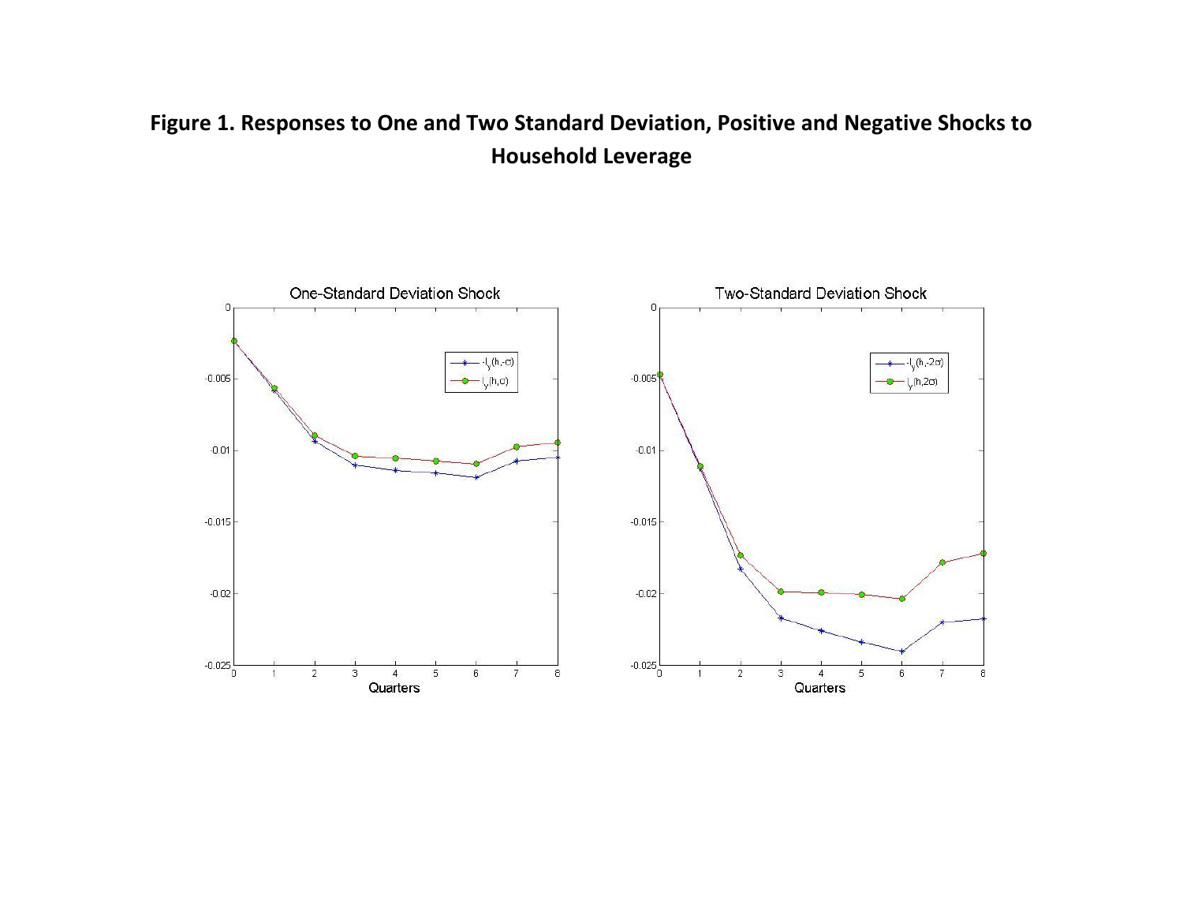**Figure 1. Responses to One and Two Standard Deviation, Positive and Negative Shocks to Household Leverage**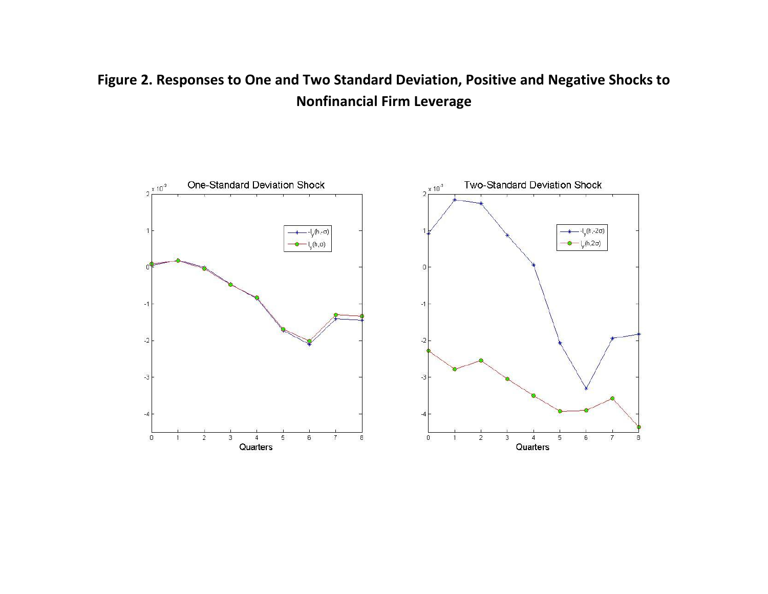**Figure 2. Responses to One and Two Standard Deviation, Positive and Negative Shocks to Nonfinancial Firm Leverage**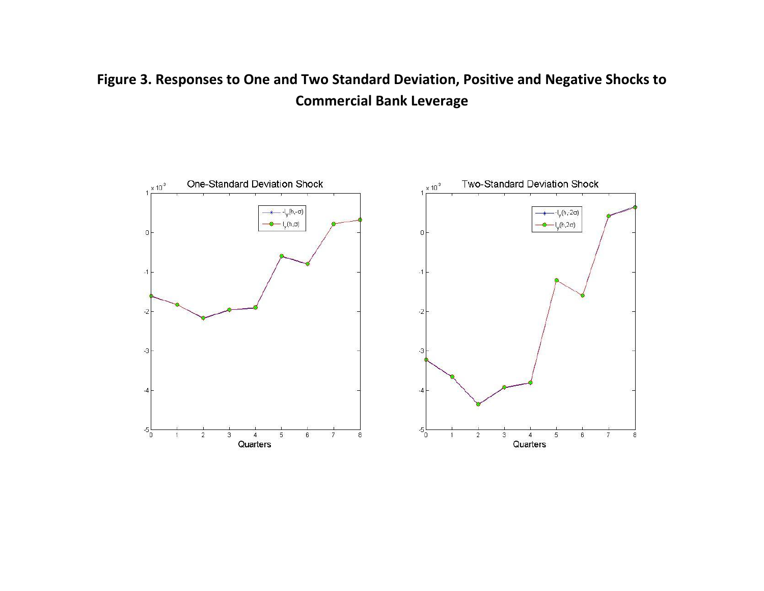**Figure 3. Responses to One and Two Standard Deviation, Positive and Negative Shocks to Commercial Bank Leverage**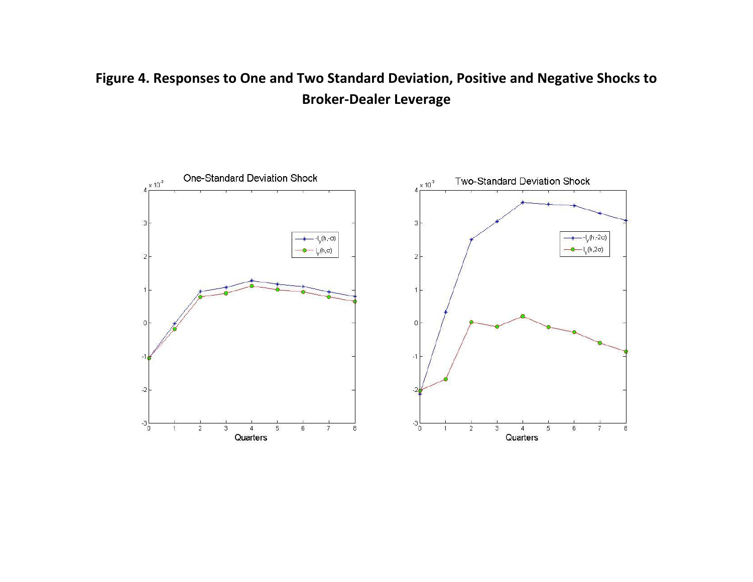**Figure 4. Responses to One and Two Standard Deviation, Positive and Negative Shocks to Broker-Dealer Leverage**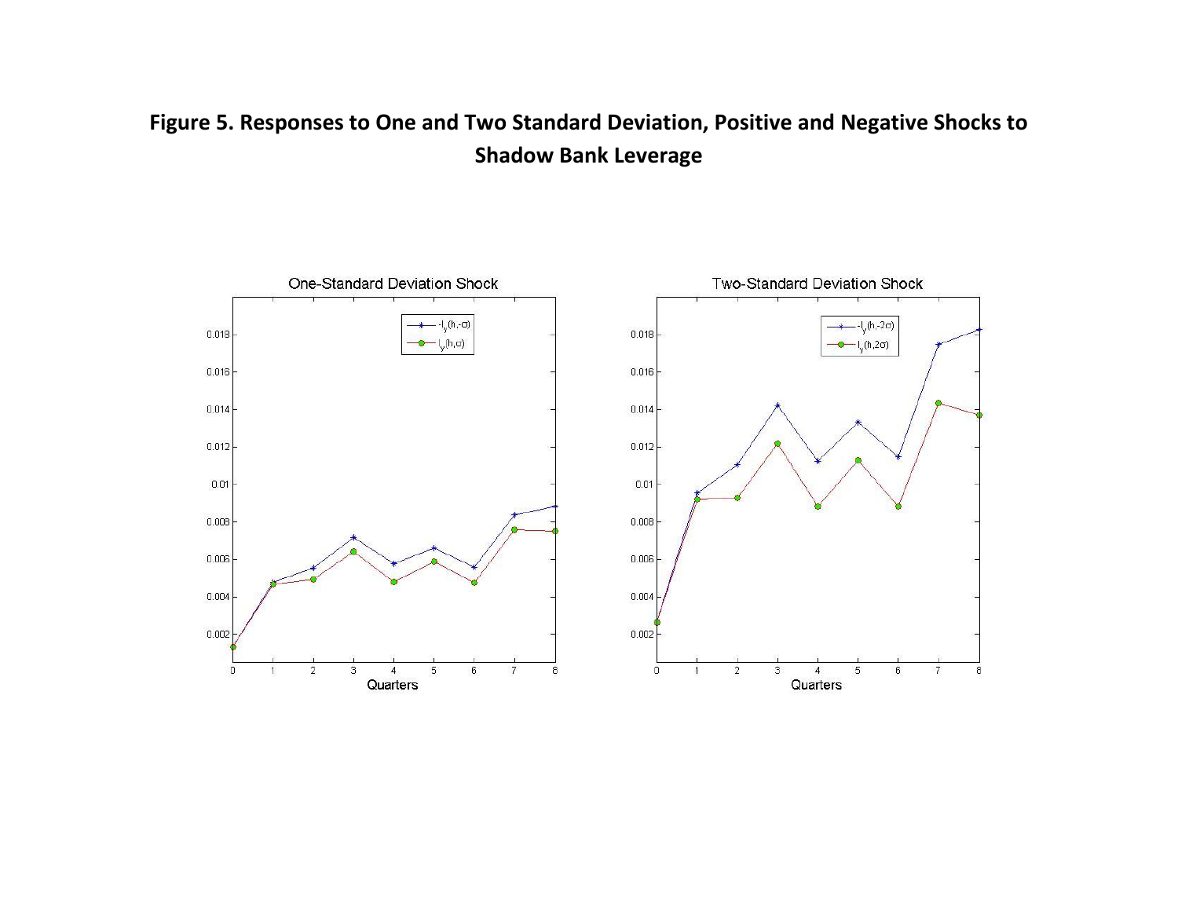# Figure 5. Responses to One and Two Standard Deviation, Positive and Negative Shocks to Shadow Bank Leverage

One-Standard Deviation Shock

$-I_y(h,-\sigma)$

$I_y(h,\sigma)$

0.018
0.016
0.014
0.012
0.01
0.008
0.006
0.004
0.002

0 1 2 3 4 5 6 7 8

Quarters

Two-Standard Deviation Shock

$-I_y(h,-2\sigma)$

$I_y(h,2\sigma)$

0.018
0.016
0.014
0.012
0.01
0.008
0.006
0.004
0.002

0 1 2 3 4 5 6 7 8

Quarters